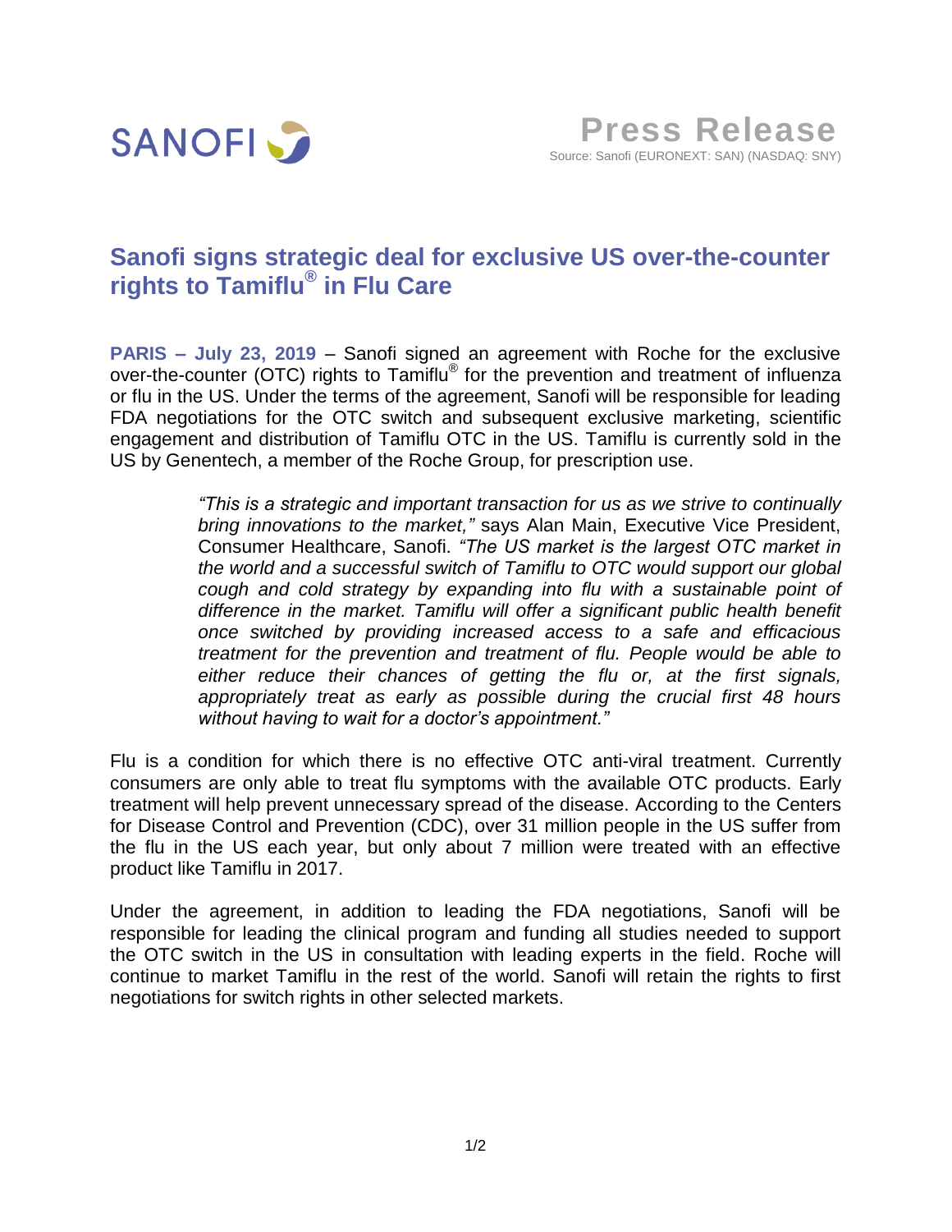SANOFI

# Press Release

Source: Sanofi (EURONEXT: SAN) (NASDAQ: SNY)

## Sanofi signs strategic deal for exclusive US over-the-counter rights to Tamiflu® in Flu Care

**PARIS – July 23, 2019** – Sanofi signed an agreement with Roche for the exclusive over-the-counter (OTC) rights to Tamiflu® for the prevention and treatment of influenza or flu in the US. Under the terms of the agreement, Sanofi will be responsible for leading FDA negotiations for the OTC switch and subsequent exclusive marketing, scientific engagement and distribution of Tamiflu OTC in the US. Tamiflu is currently sold in the US by Genentech, a member of the Roche Group, for prescription use.

> *"This is a strategic and important transaction for us as we strive to continually bring innovations to the market,"* says Alan Main, Executive Vice President, Consumer Healthcare, Sanofi. *"The US market is the largest OTC market in the world and a successful switch of Tamiflu to OTC would support our global cough and cold strategy by expanding into flu with a sustainable point of difference in the market. Tamiflu will offer a significant public health benefit once switched by providing increased access to a safe and efficacious treatment for the prevention and treatment of flu. People would be able to either reduce their chances of getting the flu or, at the first signals, appropriately treat as early as possible during the crucial first 48 hours without having to wait for a doctor's appointment."*

Flu is a condition for which there is no effective OTC anti-viral treatment. Currently consumers are only able to treat flu symptoms with the available OTC products. Early treatment will help prevent unnecessary spread of the disease. According to the Centers for Disease Control and Prevention (CDC), over 31 million people in the US suffer from the flu in the US each year, but only about 7 million were treated with an effective product like Tamiflu in 2017.

Under the agreement, in addition to leading the FDA negotiations, Sanofi will be responsible for leading the clinical program and funding all studies needed to support the OTC switch in the US in consultation with leading experts in the field. Roche will continue to market Tamiflu in the rest of the world. Sanofi will retain the rights to first negotiations for switch rights in other selected markets.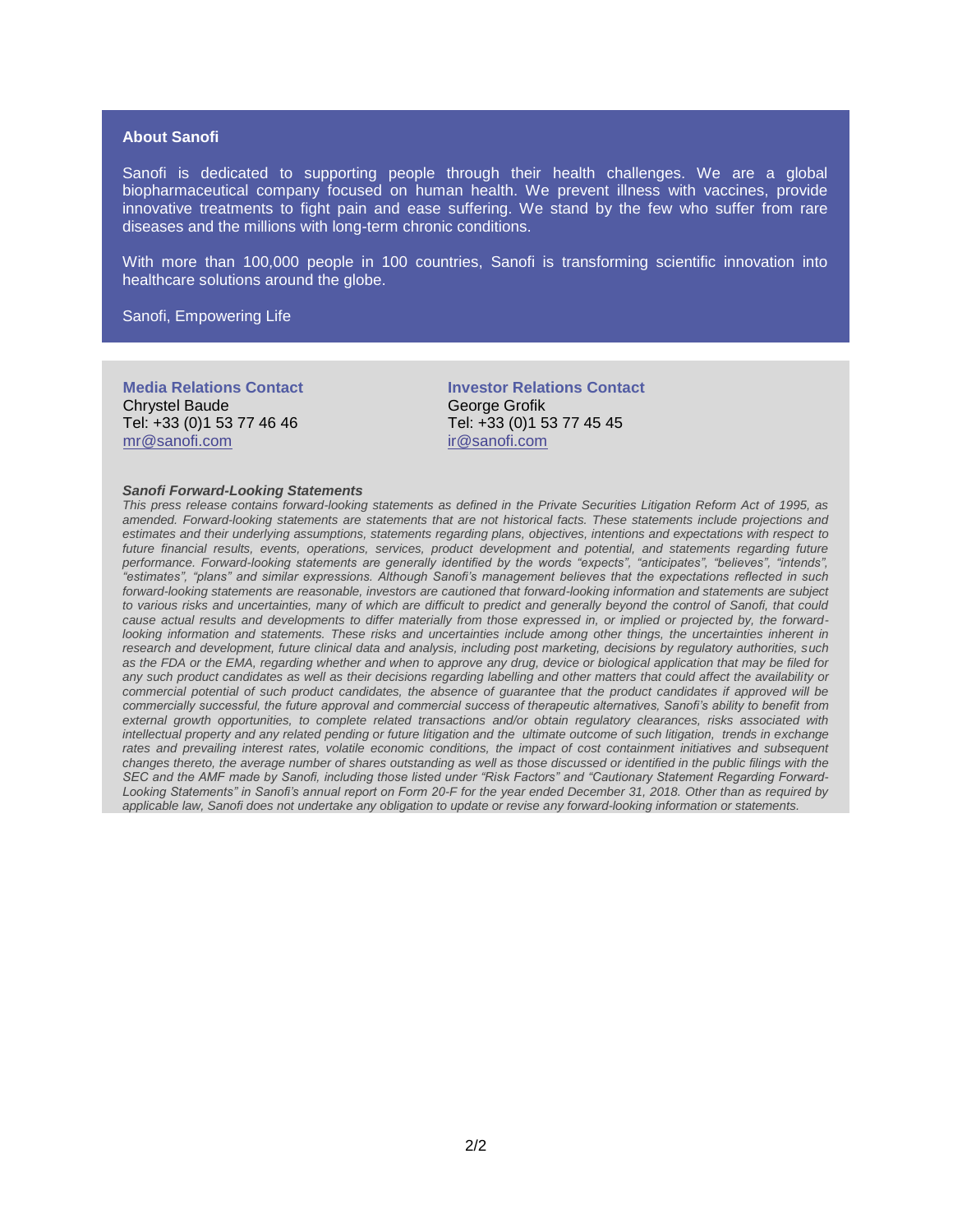## About Sanofi

Sanofi is dedicated to supporting people through their health challenges. We are a global biopharmaceutical company focused on human health. We prevent illness with vaccines, provide innovative treatments to fight pain and ease suffering. We stand by the few who suffer from rare diseases and the millions with long-term chronic conditions.

With more than 100,000 people in 100 countries, Sanofi is transforming scientific innovation into healthcare solutions around the globe.

Sanofi, Empowering Life

**Media Relations Contact**
Chrystel Baude
Tel: +33 (0)1 53 77 46 46
mr@sanofi.com

**Investor Relations Contact**
George Grofik
Tel: +33 (0)1 53 77 45 45
ir@sanofi.com

***Sanofi Forward-Looking Statements***

*This press release contains forward-looking statements as defined in the Private Securities Litigation Reform Act of 1995, as amended. Forward-looking statements are statements that are not historical facts. These statements include projections and estimates and their underlying assumptions, statements regarding plans, objectives, intentions and expectations with respect to future financial results, events, operations, services, product development and potential, and statements regarding future performance. Forward-looking statements are generally identified by the words "expects", "anticipates", "believes", "intends", "estimates", "plans" and similar expressions. Although Sanofi's management believes that the expectations reflected in such forward-looking statements are reasonable, investors are cautioned that forward-looking information and statements are subject to various risks and uncertainties, many of which are difficult to predict and generally beyond the control of Sanofi, that could cause actual results and developments to differ materially from those expressed in, or implied or projected by, the forward-looking information and statements. These risks and uncertainties include among other things, the uncertainties inherent in research and development, future clinical data and analysis, including post marketing, decisions by regulatory authorities, such as the FDA or the EMA, regarding whether and when to approve any drug, device or biological application that may be filed for any such product candidates as well as their decisions regarding labelling and other matters that could affect the availability or commercial potential of such product candidates, the absence of guarantee that the product candidates if approved will be commercially successful, the future approval and commercial success of therapeutic alternatives, Sanofi's ability to benefit from external growth opportunities, to complete related transactions and/or obtain regulatory clearances, risks associated with intellectual property and any related pending or future litigation and the ultimate outcome of such litigation, trends in exchange rates and prevailing interest rates, volatile economic conditions, the impact of cost containment initiatives and subsequent changes thereto, the average number of shares outstanding as well as those discussed or identified in the public filings with the SEC and the AMF made by Sanofi, including those listed under "Risk Factors" and "Cautionary Statement Regarding Forward-Looking Statements" in Sanofi's annual report on Form 20-F for the year ended December 31, 2018. Other than as required by applicable law, Sanofi does not undertake any obligation to update or revise any forward-looking information or statements.*